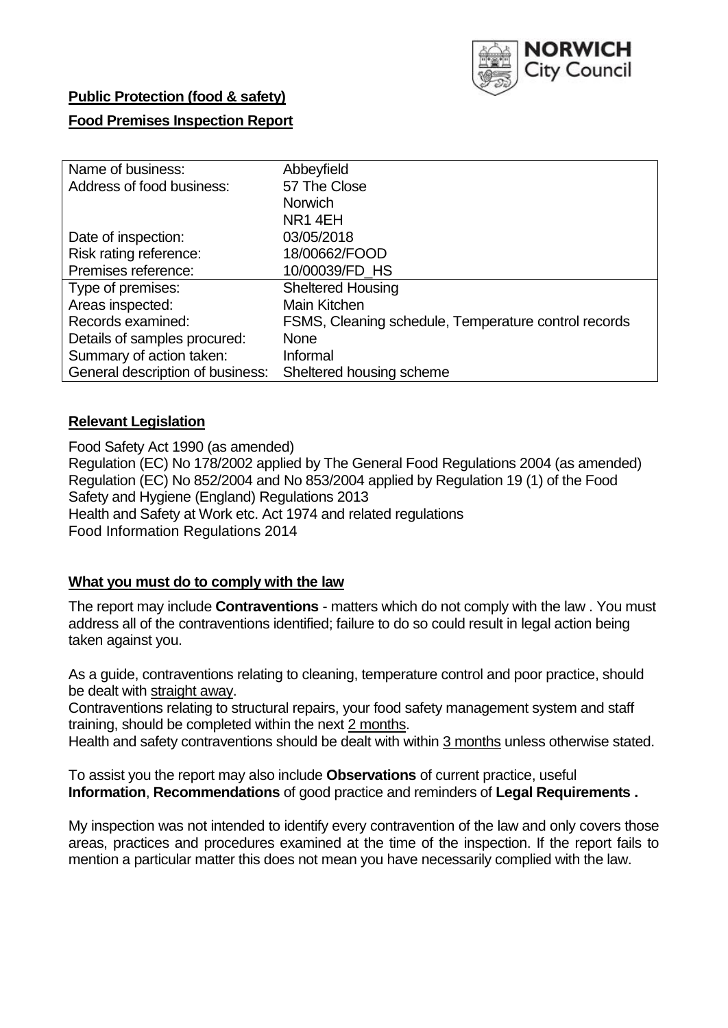**NORWICH City Council**

## Public Protection (food & safety)

## Food Premises Inspection Report

| | |
|---|---|
| Name of business: | Abbeyfield |
| Address of food business: | 57 The Close<br>Norwich<br>NR1 4EH |
| Date of inspection: | 03/05/2018 |
| Risk rating reference: | 18/00662/FOOD |
| Premises reference: | 10/00039/FD_HS |
| Type of premises: | Sheltered Housing |
| Areas inspected: | Main Kitchen |
| Records examined: | FSMS, Cleaning schedule, Temperature control records |
| Details of samples procured: | None |
| Summary of action taken: | Informal |
| General description of business: | Sheltered housing scheme |

## Relevant Legislation

Food Safety Act 1990 (as amended)
Regulation (EC) No 178/2002 applied by The General Food Regulations 2004 (as amended)
Regulation (EC) No 852/2004 and No 853/2004 applied by Regulation 19 (1) of the Food Safety and Hygiene (England) Regulations 2013
Health and Safety at Work etc. Act 1974 and related regulations
Food Information Regulations 2014

## What you must do to comply with the law

The report may include **Contraventions** - matters which do not comply with the law . You must address all of the contraventions identified; failure to do so could result in legal action being taken against you.

As a guide, contraventions relating to cleaning, temperature control and poor practice, should be dealt with straight away.

Contraventions relating to structural repairs, your food safety management system and staff training, should be completed within the next 2 months.

Health and safety contraventions should be dealt with within 3 months unless otherwise stated.

To assist you the report may also include **Observations** of current practice, useful **Information**, **Recommendations** of good practice and reminders of **Legal Requirements .**

My inspection was not intended to identify every contravention of the law and only covers those areas, practices and procedures examined at the time of the inspection. If the report fails to mention a particular matter this does not mean you have necessarily complied with the law.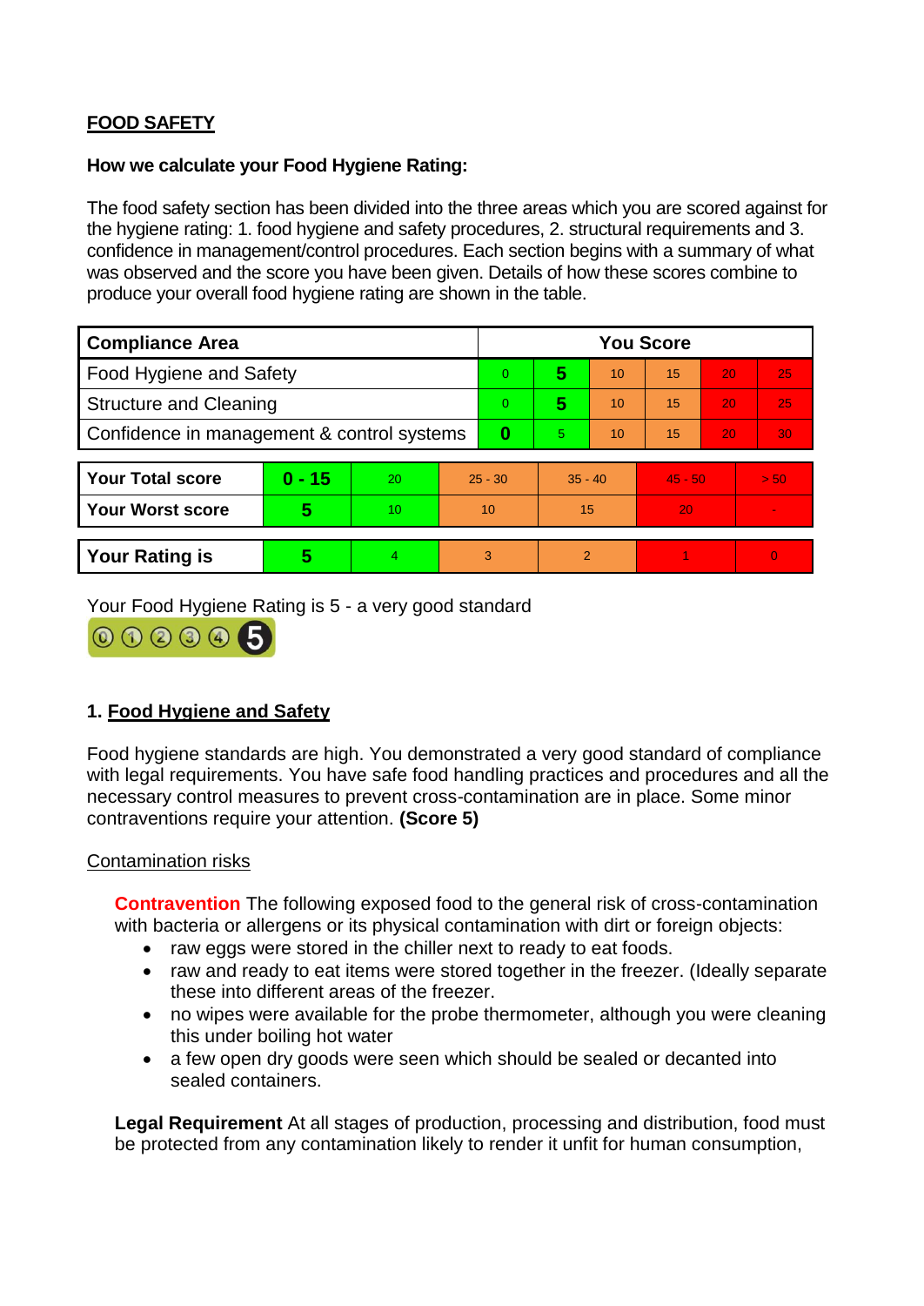## FOOD SAFETY

**How we calculate your Food Hygiene Rating:**

The food safety section has been divided into the three areas which you are scored against for the hygiene rating: 1. food hygiene and safety procedures, 2. structural requirements and 3. confidence in management/control procedures. Each section begins with a summary of what was observed and the score you have been given. Details of how these scores combine to produce your overall food hygiene rating are shown in the table.

| Compliance Area | You Score | | | | | |
|---|---|---|---|---|---|---|
| Food Hygiene and Safety | 0 | **5** | 10 | 15 | 20 | 25 |
| Structure and Cleaning | 0 | **5** | 10 | 15 | 20 | 25 |
| Confidence in management & control systems | **0** | 5 | 10 | 15 | 20 | 30 |

| | | | | | | |
|---|---|---|---|---|---|---|
| **Your Total score** | **0 - 15** | 20 | 25 - 30 | 35 - 40 | 45 - 50 | > 50 |
| **Your Worst score** | **5** | 10 | 10 | 15 | 20 | - |

| | | | | | | |
|---|---|---|---|---|---|---|
| **Your Rating is** | **5** | 4 | 3 | 2 | 1 | 0 |

Your Food Hygiene Rating is 5 - a very good standard

### 1. Food Hygiene and Safety

Food hygiene standards are high. You demonstrated a very good standard of compliance with legal requirements. You have safe food handling practices and procedures and all the necessary control measures to prevent cross-contamination are in place. Some minor contraventions require your attention. **(Score 5)**

Contamination risks

**Contravention** The following exposed food to the general risk of cross-contamination with bacteria or allergens or its physical contamination with dirt or foreign objects:

- raw eggs were stored in the chiller next to ready to eat foods.
- raw and ready to eat items were stored together in the freezer. (Ideally separate these into different areas of the freezer.
- no wipes were available for the probe thermometer, although you were cleaning this under boiling hot water
- a few open dry goods were seen which should be sealed or decanted into sealed containers.

**Legal Requirement** At all stages of production, processing and distribution, food must be protected from any contamination likely to render it unfit for human consumption,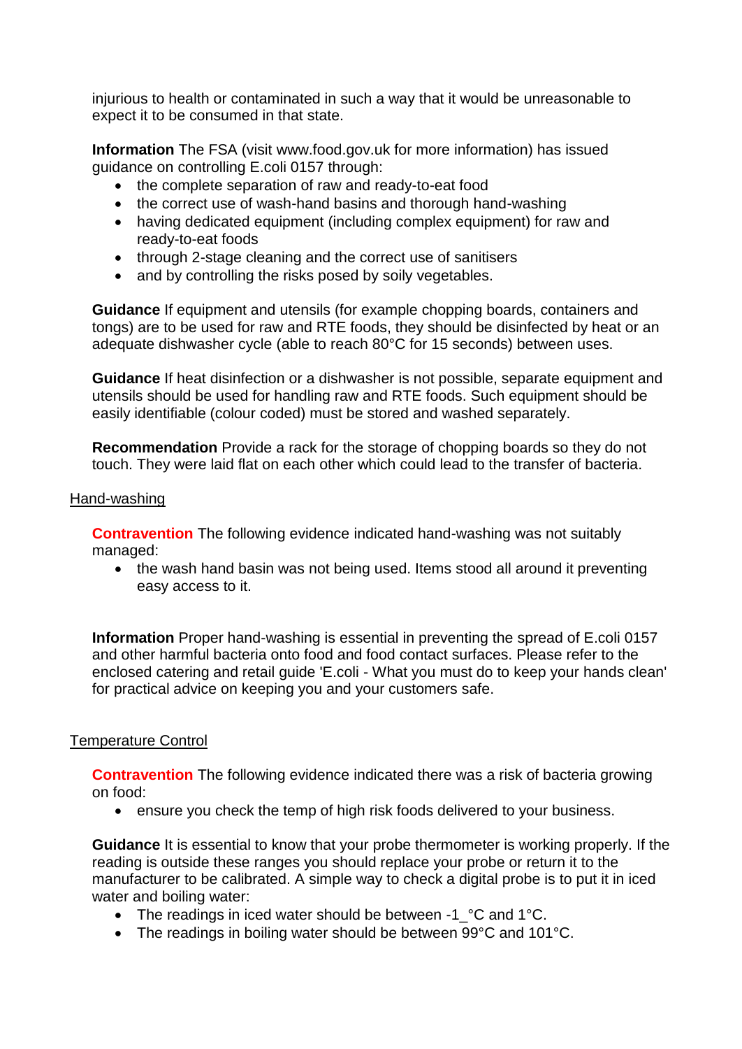injurious to health or contaminated in such a way that it would be unreasonable to expect it to be consumed in that state.

**Information** The FSA (visit www.food.gov.uk for more information) has issued guidance on controlling E.coli 0157 through:

- the complete separation of raw and ready-to-eat food
- the correct use of wash-hand basins and thorough hand-washing
- having dedicated equipment (including complex equipment) for raw and ready-to-eat foods
- through 2-stage cleaning and the correct use of sanitisers
- and by controlling the risks posed by soily vegetables.

**Guidance** If equipment and utensils (for example chopping boards, containers and tongs) are to be used for raw and RTE foods, they should be disinfected by heat or an adequate dishwasher cycle (able to reach 80°C for 15 seconds) between uses.

**Guidance** If heat disinfection or a dishwasher is not possible, separate equipment and utensils should be used for handling raw and RTE foods. Such equipment should be easily identifiable (colour coded) must be stored and washed separately.

**Recommendation** Provide a rack for the storage of chopping boards so they do not touch. They were laid flat on each other which could lead to the transfer of bacteria.

Hand-washing

**Contravention** The following evidence indicated hand-washing was not suitably managed:

- the wash hand basin was not being used. Items stood all around it preventing easy access to it.

**Information** Proper hand-washing is essential in preventing the spread of E.coli 0157 and other harmful bacteria onto food and food contact surfaces. Please refer to the enclosed catering and retail guide 'E.coli - What you must do to keep your hands clean' for practical advice on keeping you and your customers safe.

Temperature Control

**Contravention** The following evidence indicated there was a risk of bacteria growing on food:

- ensure you check the temp of high risk foods delivered to your business.

**Guidance** It is essential to know that your probe thermometer is working properly. If the reading is outside these ranges you should replace your probe or return it to the manufacturer to be calibrated. A simple way to check a digital probe is to put it in iced water and boiling water:

- The readings in iced water should be between -1_°C and 1°C.
- The readings in boiling water should be between 99°C and 101°C.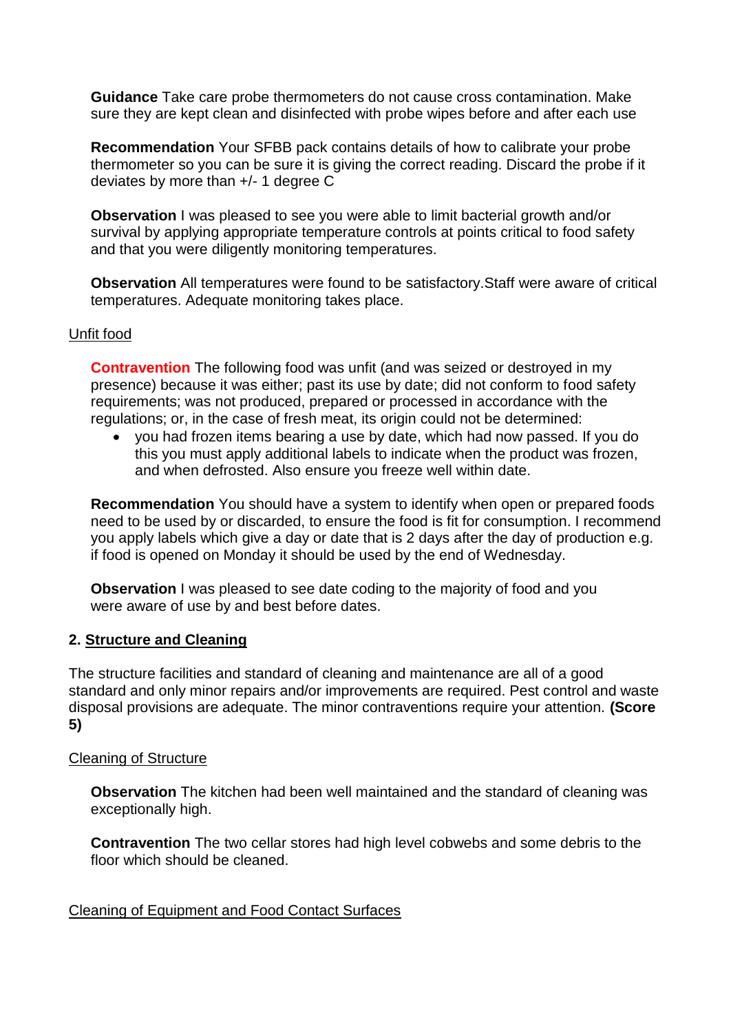**Guidance** Take care probe thermometers do not cause cross contamination. Make sure they are kept clean and disinfected with probe wipes before and after each use

**Recommendation** Your SFBB pack contains details of how to calibrate your probe thermometer so you can be sure it is giving the correct reading. Discard the probe if it deviates by more than +/- 1 degree C

**Observation** I was pleased to see you were able to limit bacterial growth and/or survival by applying appropriate temperature controls at points critical to food safety and that you were diligently monitoring temperatures.

**Observation** All temperatures were found to be satisfactory.Staff were aware of critical temperatures. Adequate monitoring takes place.

Unfit food

**Contravention** The following food was unfit (and was seized or destroyed in my presence) because it was either; past its use by date; did not conform to food safety requirements; was not produced, prepared or processed in accordance with the regulations; or, in the case of fresh meat, its origin could not be determined:

- you had frozen items bearing a use by date, which had now passed. If you do this you must apply additional labels to indicate when the product was frozen, and when defrosted. Also ensure you freeze well within date.

**Recommendation** You should have a system to identify when open or prepared foods need to be used by or discarded, to ensure the food is fit for consumption. I recommend you apply labels which give a day or date that is 2 days after the day of production e.g. if food is opened on Monday it should be used by the end of Wednesday.

**Observation** I was pleased to see date coding to the majority of food and you were aware of use by and best before dates.

## 2. Structure and Cleaning

The structure facilities and standard of cleaning and maintenance are all of a good standard and only minor repairs and/or improvements are required. Pest control and waste disposal provisions are adequate. The minor contraventions require your attention. **(Score 5)**

Cleaning of Structure

**Observation** The kitchen had been well maintained and the standard of cleaning was exceptionally high.

**Contravention** The two cellar stores had high level cobwebs and some debris to the floor which should be cleaned.

Cleaning of Equipment and Food Contact Surfaces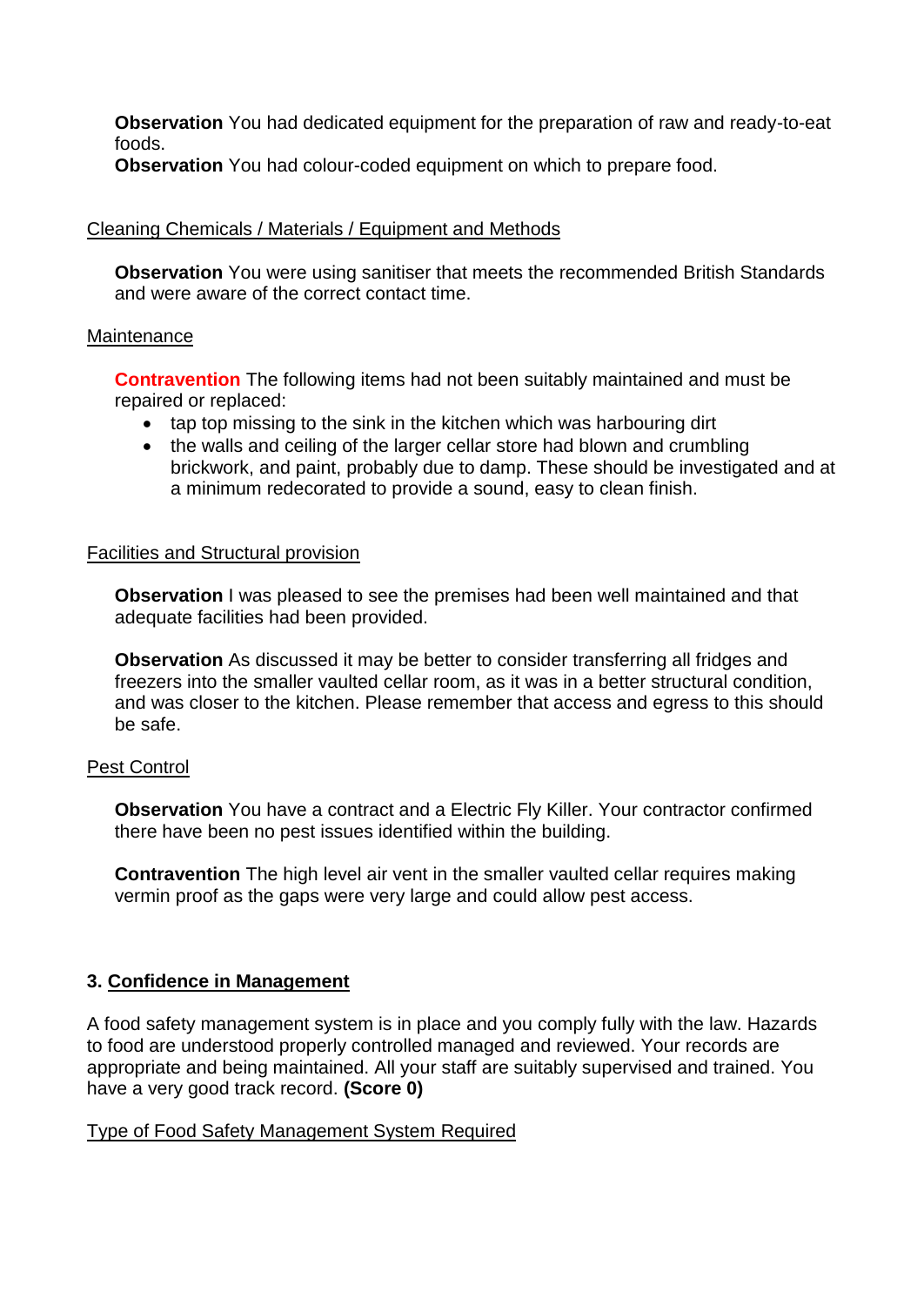**Observation** You had dedicated equipment for the preparation of raw and ready-to-eat foods.
**Observation** You had colour-coded equipment on which to prepare food.

Cleaning Chemicals / Materials / Equipment and Methods

**Observation** You were using sanitiser that meets the recommended British Standards and were aware of the correct contact time.

Maintenance

**Contravention** The following items had not been suitably maintained and must be repaired or replaced:

- tap top missing to the sink in the kitchen which was harbouring dirt
- the walls and ceiling of the larger cellar store had blown and crumbling brickwork, and paint, probably due to damp. These should be investigated and at a minimum redecorated to provide a sound, easy to clean finish.

Facilities and Structural provision

**Observation** I was pleased to see the premises had been well maintained and that adequate facilities had been provided.

**Observation** As discussed it may be better to consider transferring all fridges and freezers into the smaller vaulted cellar room, as it was in a better structural condition, and was closer to the kitchen. Please remember that access and egress to this should be safe.

Pest Control

**Observation** You have a contract and a Electric Fly Killer. Your contractor confirmed there have been no pest issues identified within the building.

**Contravention** The high level air vent in the smaller vaulted cellar requires making vermin proof as the gaps were very large and could allow pest access.

## 3. Confidence in Management

A food safety management system is in place and you comply fully with the law. Hazards to food are understood properly controlled managed and reviewed. Your records are appropriate and being maintained. All your staff are suitably supervised and trained. You have a very good track record. **(Score 0)**

Type of Food Safety Management System Required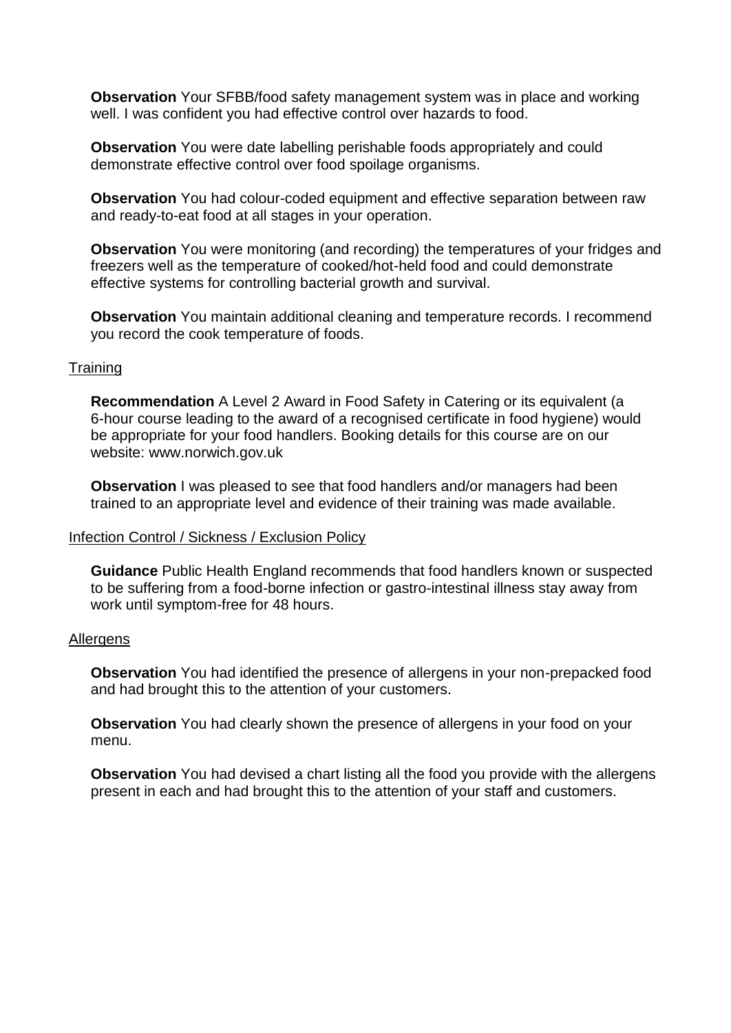**Observation** Your SFBB/food safety management system was in place and working well. I was confident you had effective control over hazards to food.

**Observation** You were date labelling perishable foods appropriately and could demonstrate effective control over food spoilage organisms.

**Observation** You had colour-coded equipment and effective separation between raw and ready-to-eat food at all stages in your operation.

**Observation** You were monitoring (and recording) the temperatures of your fridges and freezers well as the temperature of cooked/hot-held food and could demonstrate effective systems for controlling bacterial growth and survival.

**Observation** You maintain additional cleaning and temperature records. I recommend you record the cook temperature of foods.

Training

**Recommendation** A Level 2 Award in Food Safety in Catering or its equivalent (a 6-hour course leading to the award of a recognised certificate in food hygiene) would be appropriate for your food handlers. Booking details for this course are on our website: www.norwich.gov.uk

**Observation** I was pleased to see that food handlers and/or managers had been trained to an appropriate level and evidence of their training was made available.

Infection Control / Sickness / Exclusion Policy

**Guidance** Public Health England recommends that food handlers known or suspected to be suffering from a food-borne infection or gastro-intestinal illness stay away from work until symptom-free for 48 hours.

Allergens

**Observation** You had identified the presence of allergens in your non-prepacked food and had brought this to the attention of your customers.

**Observation** You had clearly shown the presence of allergens in your food on your menu.

**Observation** You had devised a chart listing all the food you provide with the allergens present in each and had brought this to the attention of your staff and customers.